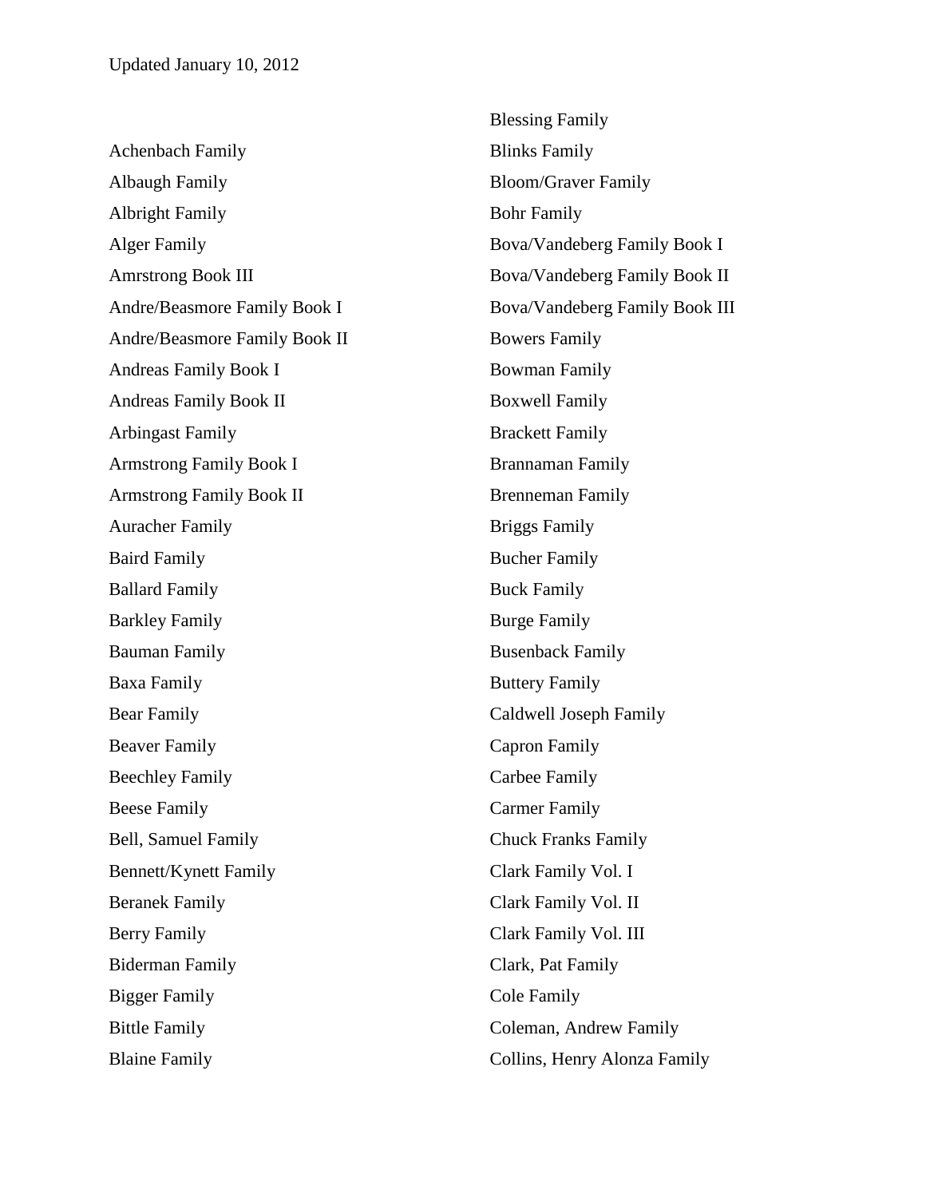Updated January 10, 2012

Achenbach Family
Albaugh Family
Albright Family
Alger Family
Amrstrong Book III
Andre/Beasmore Family Book I
Andre/Beasmore Family Book II
Andreas Family Book I
Andreas Family Book II
Arbingast Family
Armstrong Family Book I
Armstrong Family Book II
Auracher Family
Baird Family
Ballard Family
Barkley Family
Bauman Family
Baxa Family
Bear Family
Beaver Family
Beechley Family
Beese Family
Bell, Samuel Family
Bennett/Kynett Family
Beranek Family
Berry Family
Biderman Family
Bigger Family
Bittle Family
Blaine Family
Blessing Family
Blinks Family
Bloom/Graver Family
Bohr Family
Bova/Vandeberg Family Book I
Bova/Vandeberg Family Book II
Bova/Vandeberg Family Book III
Bowers Family
Bowman Family
Boxwell Family
Brackett Family
Brannaman Family
Brenneman Family
Briggs Family
Bucher Family
Buck Family
Burge Family
Busenback Family
Buttery Family
Caldwell Joseph Family
Capron Family
Carbee Family
Carmer Family
Chuck Franks Family
Clark Family Vol. I
Clark Family Vol. II
Clark Family Vol. III
Clark, Pat Family
Cole Family
Coleman, Andrew Family
Collins, Henry Alonza Family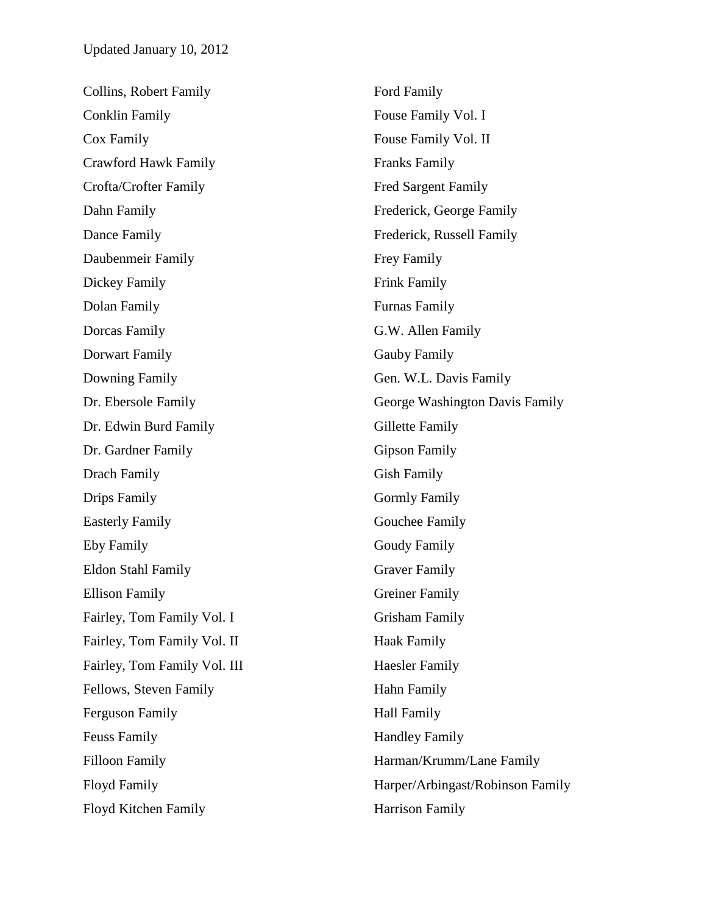Updated January 10, 2012

Collins, Robert Family
Conklin Family
Cox Family
Crawford Hawk Family
Crofta/Crofter Family
Dahn Family
Dance Family
Daubenmeir Family
Dickey Family
Dolan Family
Dorcas Family
Dorwart Family
Downing Family
Dr. Ebersole Family
Dr. Edwin Burd Family
Dr. Gardner Family
Drach Family
Drips Family
Easterly Family
Eby Family
Eldon Stahl Family
Ellison Family
Fairley, Tom Family Vol. I
Fairley, Tom Family Vol. II
Fairley, Tom Family Vol. III
Fellows, Steven Family
Ferguson Family
Feuss Family
Filloon Family
Floyd Family
Floyd Kitchen Family
Ford Family
Fouse Family Vol. I
Fouse Family Vol. II
Franks Family
Fred Sargent Family
Frederick, George Family
Frederick, Russell Family
Frey Family
Frink Family
Furnas Family
G.W. Allen Family
Gauby Family
Gen. W.L. Davis Family
George Washington Davis Family
Gillette Family
Gipson Family
Gish Family
Gormly Family
Gouchee Family
Goudy Family
Graver Family
Greiner Family
Grisham Family
Haak Family
Haesler Family
Hahn Family
Hall Family
Handley Family
Harman/Krumm/Lane Family
Harper/Arbingast/Robinson Family
Harrison Family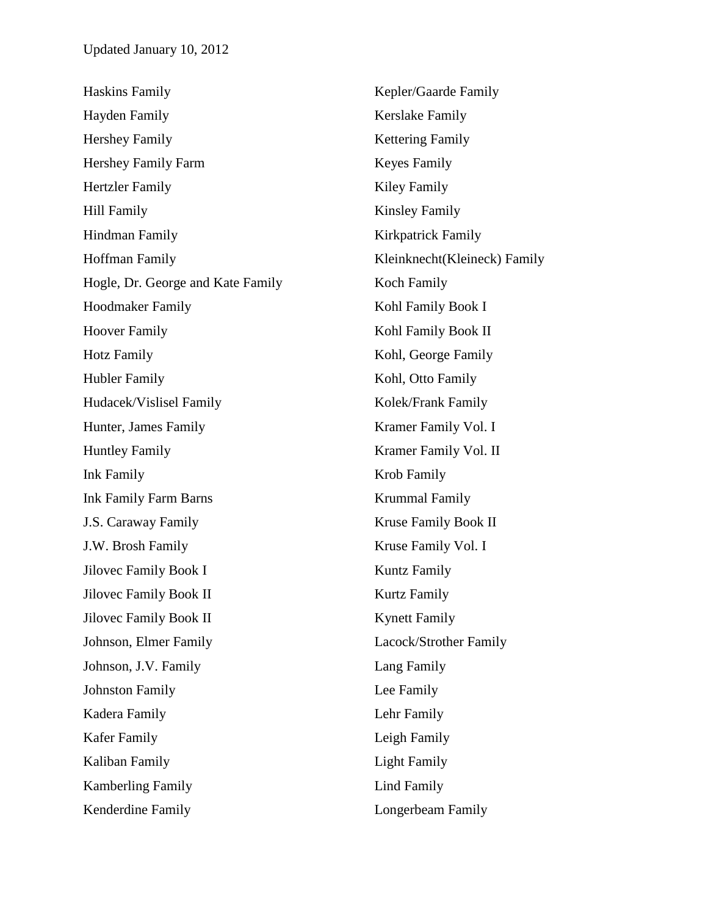Updated January 10, 2012

Haskins Family
Hayden Family
Hershey Family
Hershey Family Farm
Hertzler Family
Hill Family
Hindman Family
Hoffman Family
Hogle, Dr. George and Kate Family
Hoodmaker Family
Hoover Family
Hotz Family
Hubler Family
Hudacek/Vislisel Family
Hunter, James Family
Huntley Family
Ink Family
Ink Family Farm Barns
J.S. Caraway Family
J.W. Brosh Family
Jilovec Family Book I
Jilovec Family Book II
Jilovec Family Book II
Johnson, Elmer Family
Johnson, J.V. Family
Johnston Family
Kadera Family
Kafer Family
Kaliban Family
Kamberling Family
Kenderdine Family
Kepler/Gaarde Family
Kerslake Family
Kettering Family
Keyes Family
Kiley Family
Kinsley Family
Kirkpatrick Family
Kleinknecht(Kleineck) Family
Koch Family
Kohl Family Book I
Kohl Family Book II
Kohl, George Family
Kohl, Otto Family
Kolek/Frank Family
Kramer Family Vol. I
Kramer Family Vol. II
Krob Family
Krummal Family
Kruse Family Book II
Kruse Family Vol. I
Kuntz Family
Kurtz Family
Kynett Family
Lacock/Strother Family
Lang Family
Lee Family
Lehr Family
Leigh Family
Light Family
Lind Family
Longerbeam Family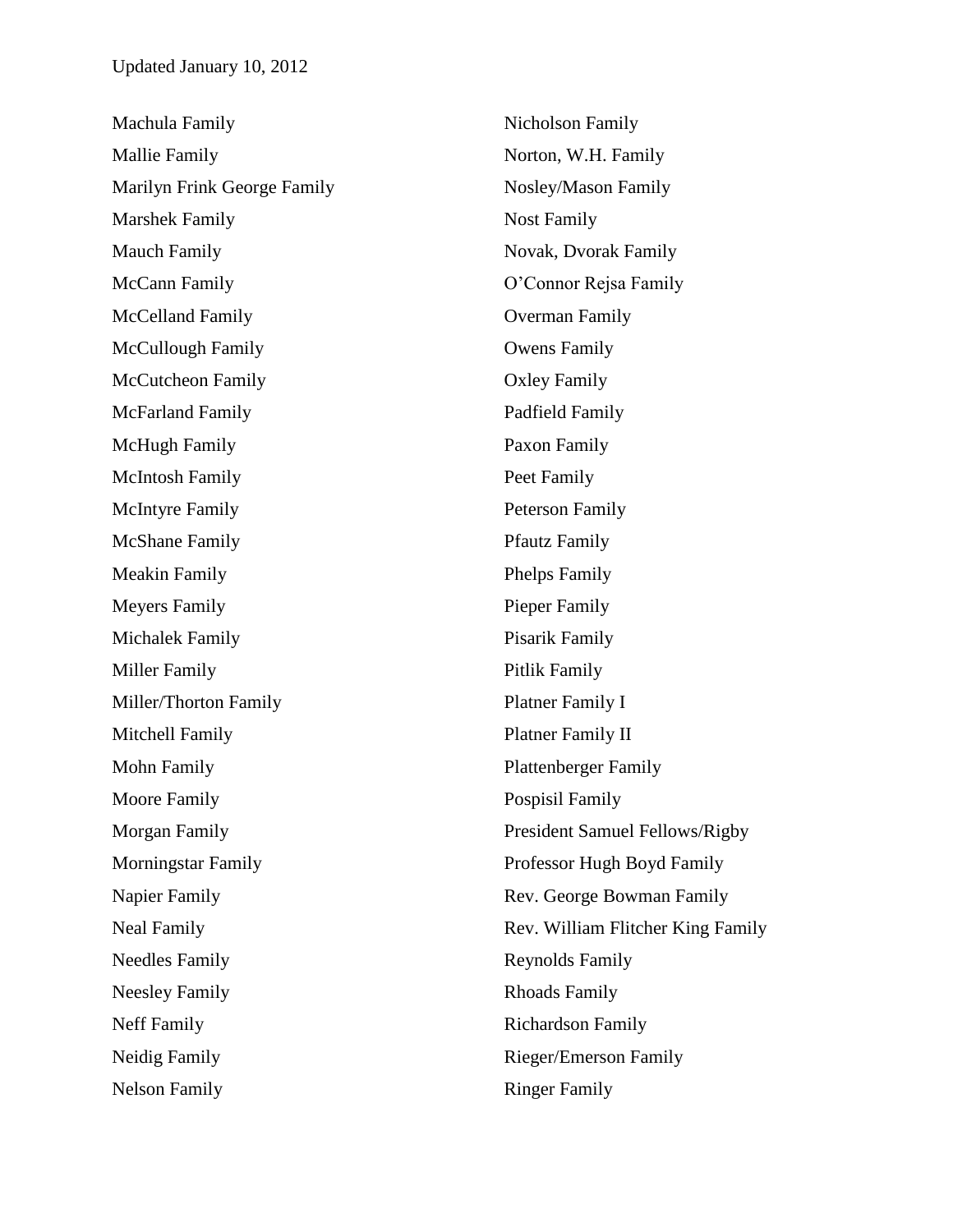Updated January 10, 2012

Machula Family
Mallie Family
Marilyn Frink George Family
Marshek Family
Mauch Family
McCann Family
McCelland Family
McCullough Family
McCutcheon Family
McFarland Family
McHugh Family
McIntosh Family
McIntyre Family
McShane Family
Meakin Family
Meyers Family
Michalek Family
Miller Family
Miller/Thorton Family
Mitchell Family
Mohn Family
Moore Family
Morgan Family
Morningstar Family
Napier Family
Neal Family
Needles Family
Neesley Family
Neff Family
Neidig Family
Nelson Family
Nicholson Family
Norton, W.H. Family
Nosley/Mason Family
Nost Family
Novak, Dvorak Family
O'Connor Rejsa Family
Overman Family
Owens Family
Oxley Family
Padfield Family
Paxon Family
Peet Family
Peterson Family
Pfautz Family
Phelps Family
Pieper Family
Pisarik Family
Pitlik Family
Platner Family I
Platner Family II
Plattenberger Family
Pospisil Family
President Samuel Fellows/Rigby
Professor Hugh Boyd Family
Rev. George Bowman Family
Rev. William Flitcher King Family
Reynolds Family
Rhoads Family
Richardson Family
Rieger/Emerson Family
Ringer Family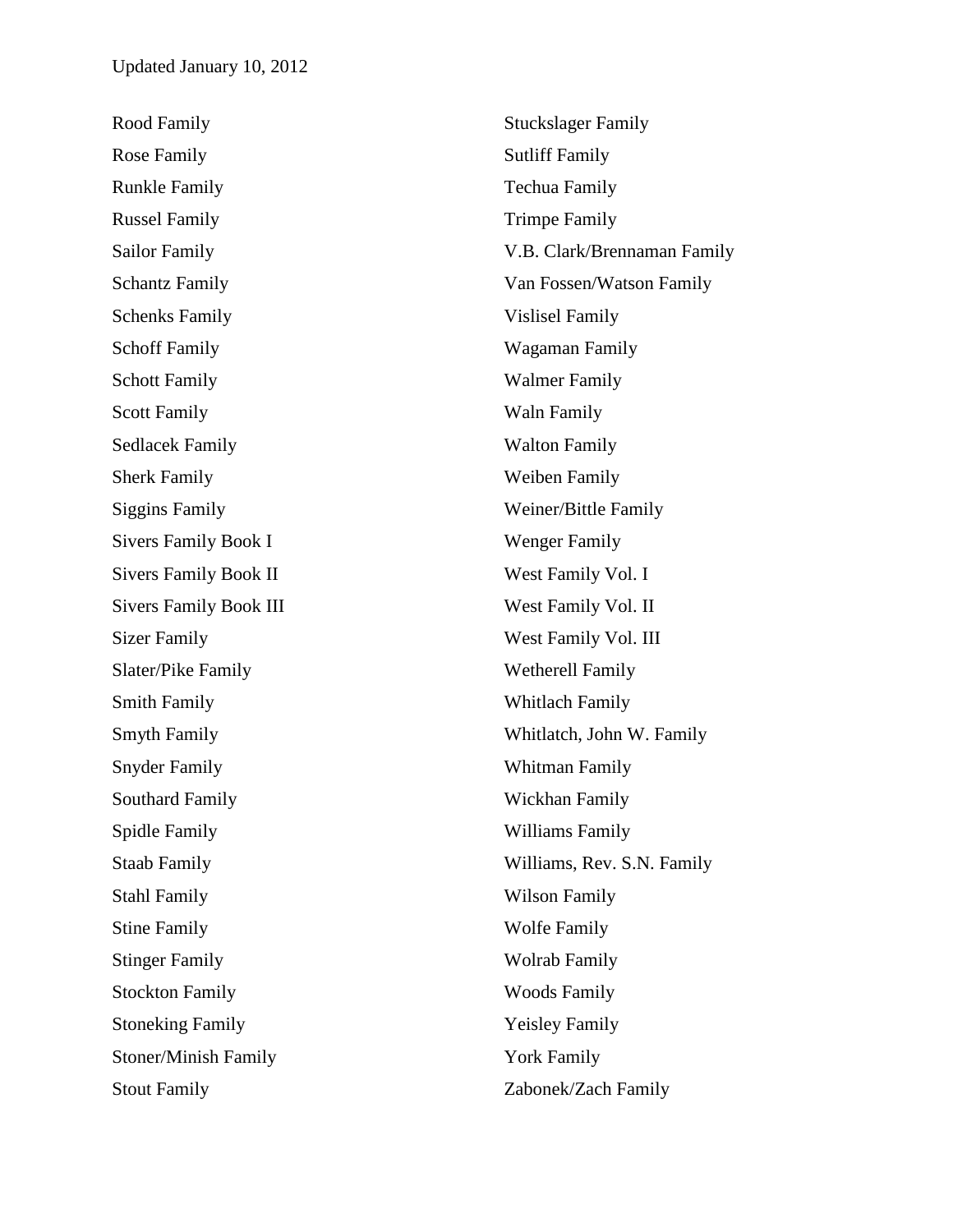Updated January 10, 2012

Rood Family
Rose Family
Runkle Family
Russel Family
Sailor Family
Schantz Family
Schenks Family
Schoff Family
Schott Family
Scott Family
Sedlacek Family
Sherk Family
Siggins Family
Sivers Family Book I
Sivers Family Book II
Sivers Family Book III
Sizer Family
Slater/Pike Family
Smith Family
Smyth Family
Snyder Family
Southard Family
Spidle Family
Staab Family
Stahl Family
Stine Family
Stinger Family
Stockton Family
Stoneking Family
Stoner/Minish Family
Stout Family
Stuckslager Family
Sutliff Family
Techua Family
Trimpe Family
V.B. Clark/Brennaman Family
Van Fossen/Watson Family
Vislisel Family
Wagaman Family
Walmer Family
Waln Family
Walton Family
Weiben Family
Weiner/Bittle Family
Wenger Family
West Family Vol. I
West Family Vol. II
West Family Vol. III
Wetherell Family
Whitlach Family
Whitlatch, John W. Family
Whitman Family
Wickhan Family
Williams Family
Williams, Rev. S.N. Family
Wilson Family
Wolfe Family
Wolrab Family
Woods Family
Yeisley Family
York Family
Zabonek/Zach Family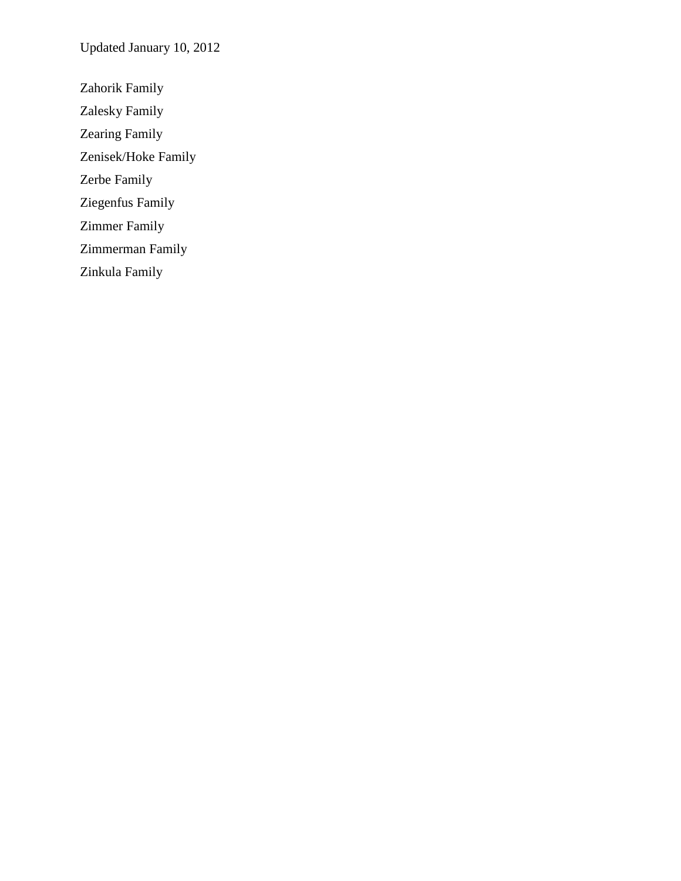Updated January 10, 2012

Zahorik Family

Zalesky Family

Zearing Family

Zenisek/Hoke Family

Zerbe Family

Ziegenfus Family

Zimmer Family

Zimmerman Family

Zinkula Family